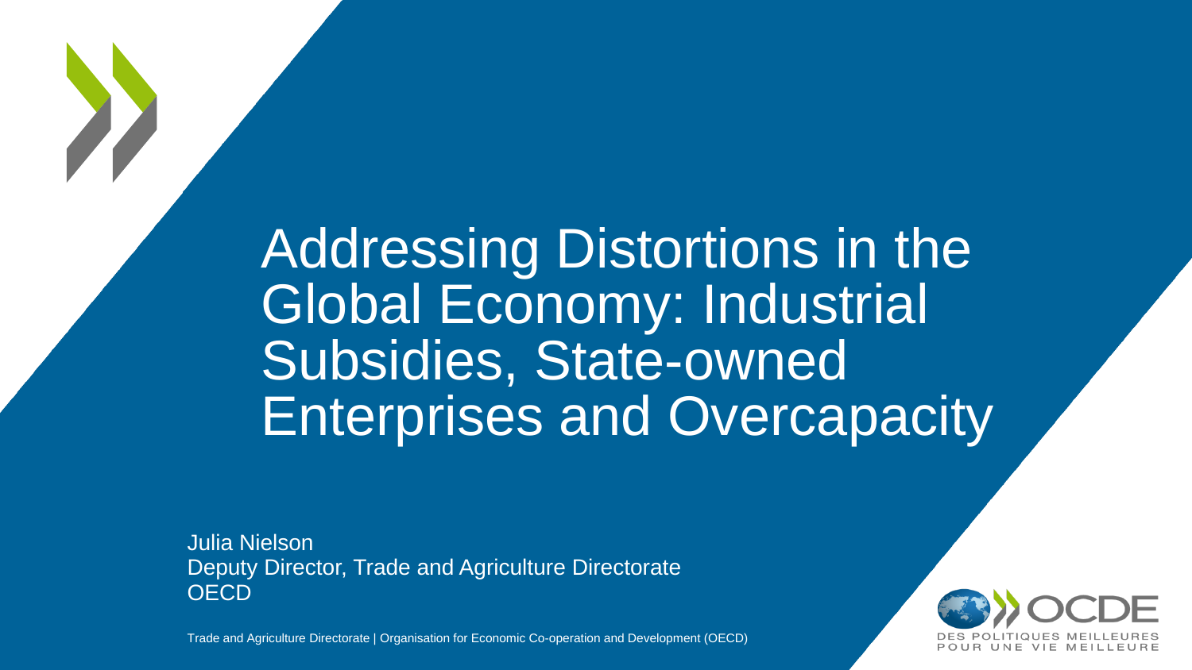# Addressing Distortions in the Global Economy: Industrial Subsidies, State-owned Enterprises and Overcapacity

Julia Nielson
Deputy Director, Trade and Agriculture Directorate
OECD

Trade and Agriculture Directorate | Organisation for Economic Co-operation and Development (OECD)

OCDE
DES POLITIQUES MEILLEURES POUR UNE VIE MEILLEURE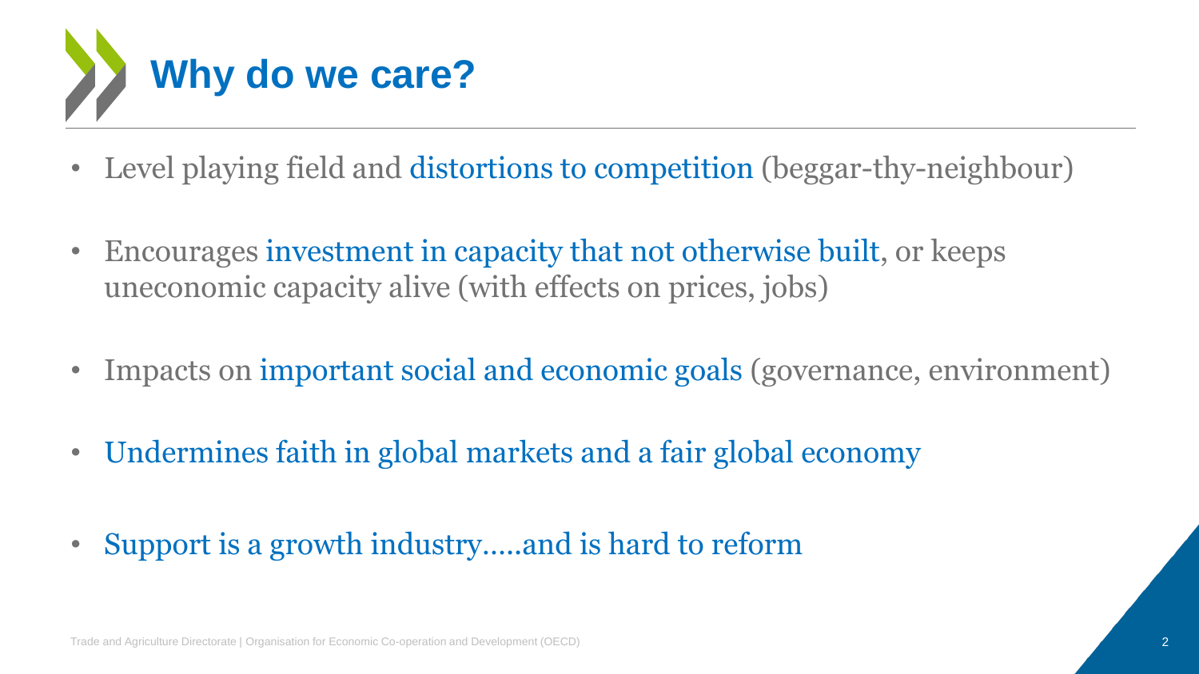# Why do we care?

- Level playing field and distortions to competition (beggar-thy-neighbour)
- Encourages investment in capacity that not otherwise built, or keeps uneconomic capacity alive (with effects on prices, jobs)
- Impacts on important social and economic goals (governance, environment)
- Undermines faith in global markets and a fair global economy
- Support is a growth industry…..and is hard to reform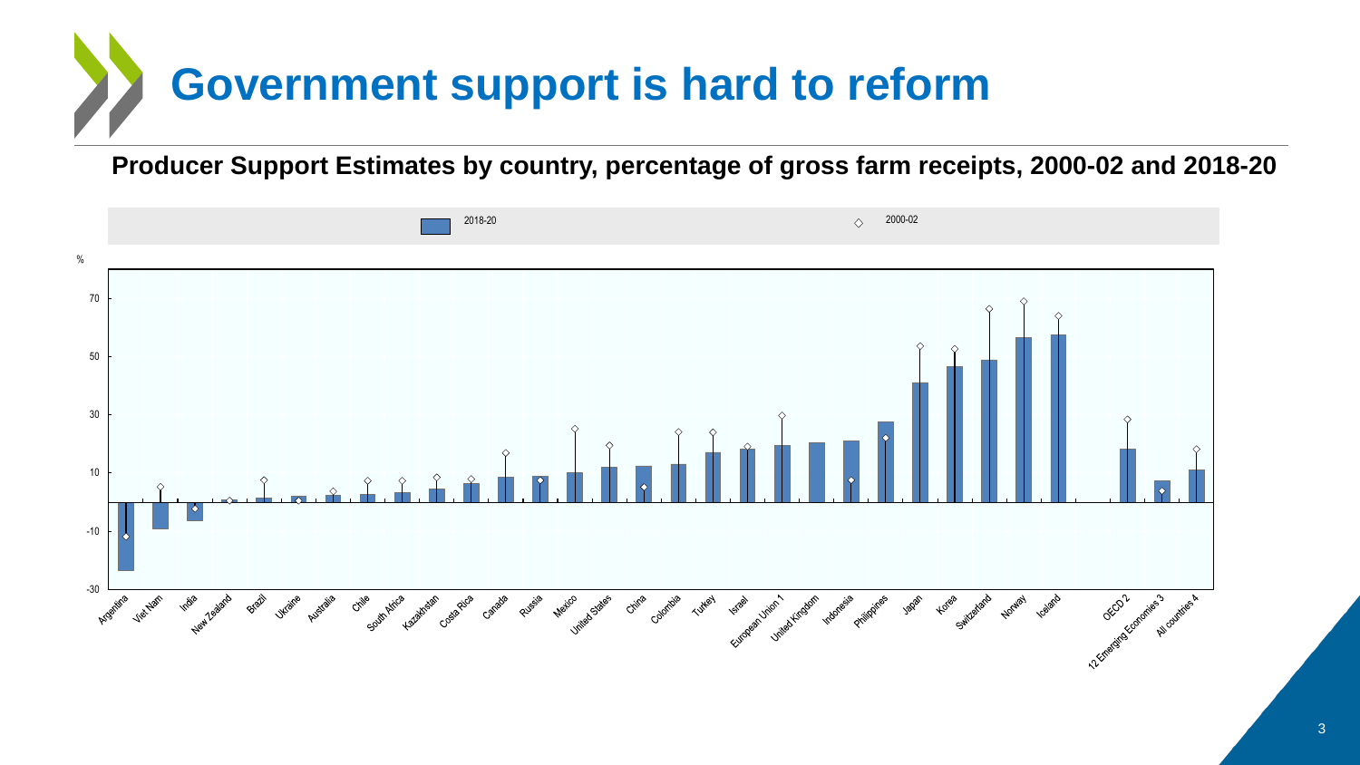# Government support is hard to reform

**Producer Support Estimates by country, percentage of gross farm receipts, 2000-02 and 2018-20**

2018-20 ◇ 2000-02

%

70
50
30
10
-10
-30

Argentina, Viet Nam, India, New Zealand, Brazil, Ukraine, Australia, Chile, South Africa, Kazakhstan, Costa Rica, Canada, Russia, Mexico, United States, China, Colombia, Turkey, Israel, European Union 1, United Kingdom, Indonesia, Philippines, Japan, Korea, Switzerland, Norway, Iceland, OECD 2, 12 Emerging Economies 3, All countries 4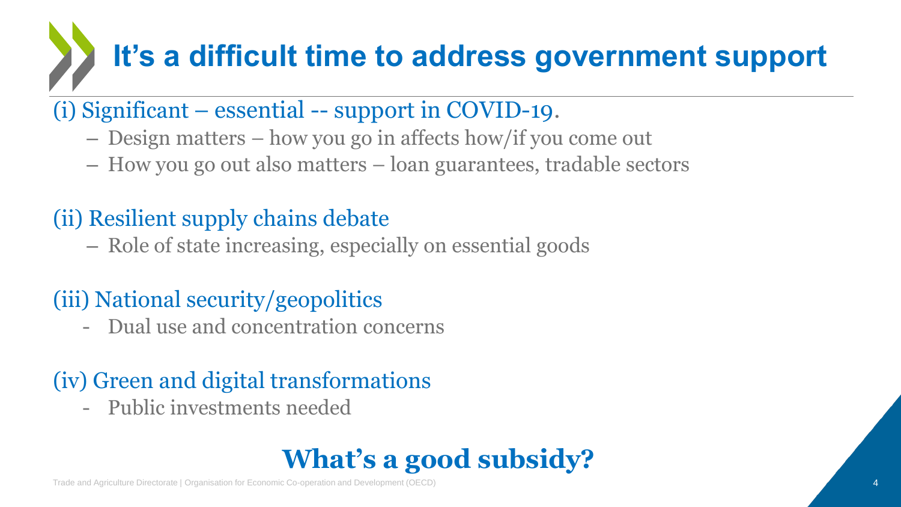# It's a difficult time to address government support

(i) Significant – essential -- support in COVID-19.

- Design matters – how you go in affects how/if you come out
- How you go out also matters – loan guarantees, tradable sectors

(ii) Resilient supply chains debate

- Role of state increasing, especially on essential goods

(iii) National security/geopolitics

- Dual use and concentration concerns

(iv) Green and digital transformations

- Public investments needed

**What's a good subsidy?**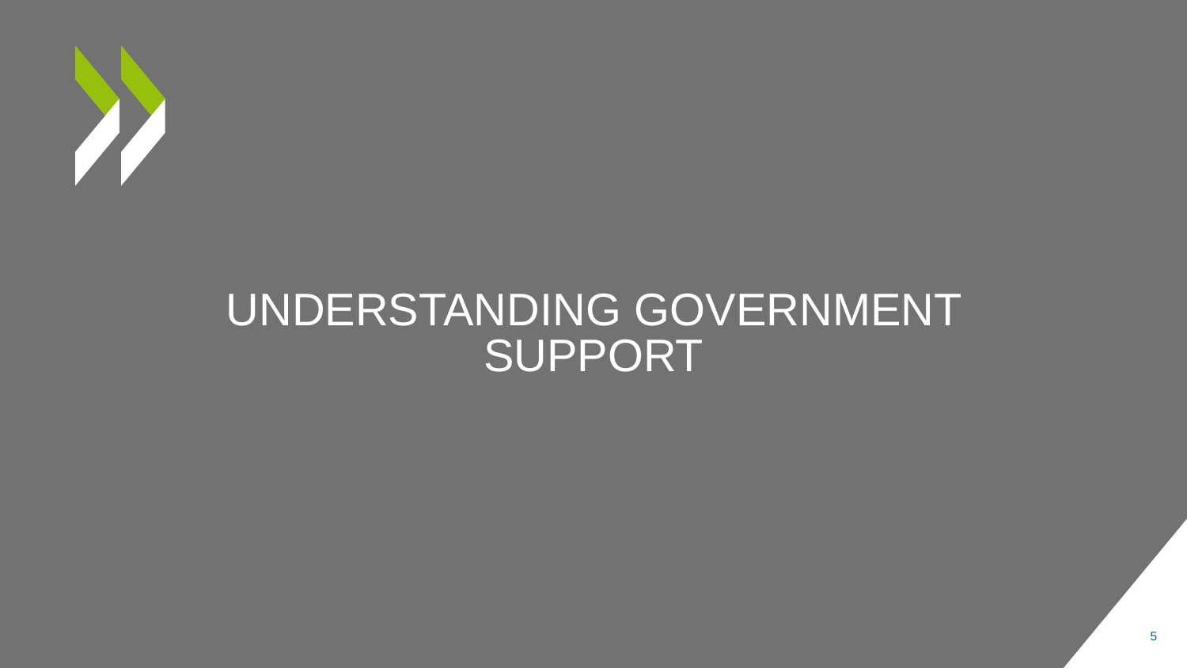# UNDERSTANDING GOVERNMENT SUPPORT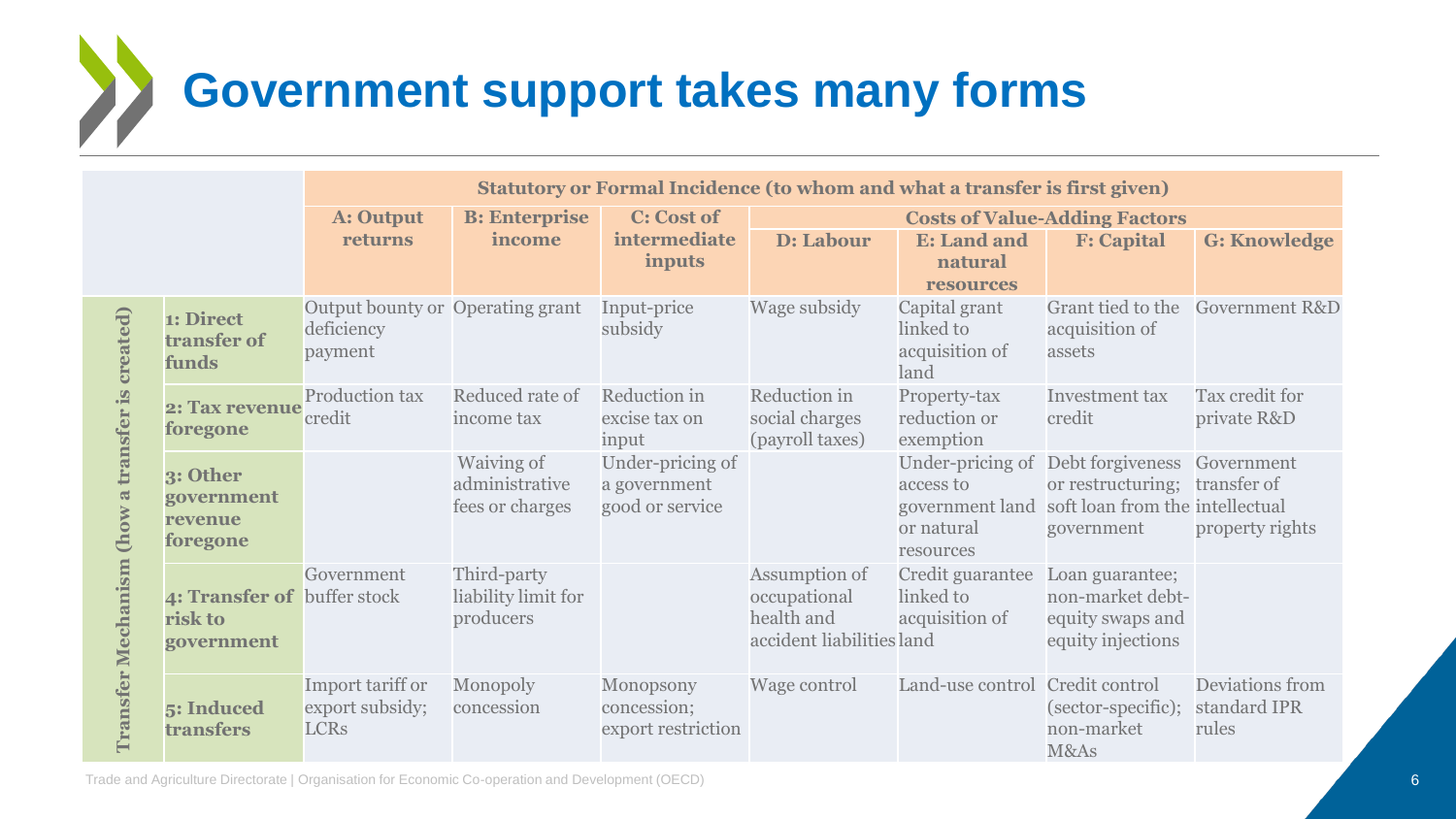# Government support takes many forms

| Transfer Mechanism (how a transfer is created) | Statutory or Formal Incidence (to whom and what a transfer is first given) | | | | | | |
|---|---|---|---|---|---|---|---|
| | **A: Output returns** | **B: Enterprise income** | **C: Cost of intermediate inputs** | **Costs of Value-Adding Factors** | | | |
| | | | | **D: Labour** | **E: Land and natural resources** | **F: Capital** | **G: Knowledge** |
| **1: Direct transfer of funds** | Output bounty or deficiency payment | Operating grant | Input-price subsidy | Wage subsidy | Capital grant linked to acquisition of land | Grant tied to the acquisition of assets | Government R&D |
| **2: Tax revenue foregone** | Production tax credit | Reduced rate of income tax | Reduction in excise tax on input | Reduction in social charges (payroll taxes) | Property-tax reduction or exemption | Investment tax credit | Tax credit for private R&D |
| **3: Other government revenue foregone** | | Waiving of administrative fees or charges | Under-pricing of a government good or service | | Under-pricing of access to government land or natural resources | Debt forgiveness or restructuring; soft loan from the government | Government transfer of intellectual property rights |
| **4: Transfer of risk to government** | Government buffer stock | Third-party liability limit for producers | | Assumption of occupational health and accident liabilities | Credit guarantee linked to acquisition of land | Loan guarantee; non-market debt-equity swaps and equity injections | |
| **5: Induced transfers** | Import tariff or export subsidy; LCRs | Monopoly concession | Monopsony concession; export restriction | Wage control | Land-use control | Credit control (sector-specific); non-market M&As | Deviations from standard IPR rules |

Trade and Agriculture Directorate | Organisation for Economic Co-operation and Development (OECD)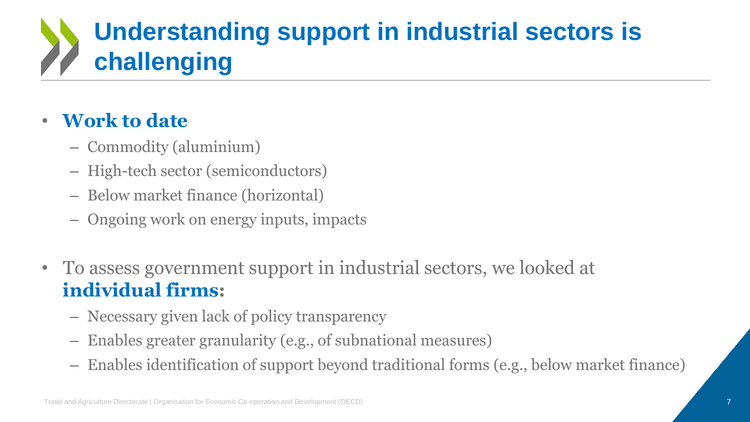# Understanding support in industrial sectors is challenging

- **Work to date**
  - Commodity (aluminium)
  - High-tech sector (semiconductors)
  - Below market finance (horizontal)
  - Ongoing work on energy inputs, impacts

- To assess government support in industrial sectors, we looked at **individual firms:**
  - Necessary given lack of policy transparency
  - Enables greater granularity (e.g., of subnational measures)
  - Enables identification of support beyond traditional forms (e.g., below market finance)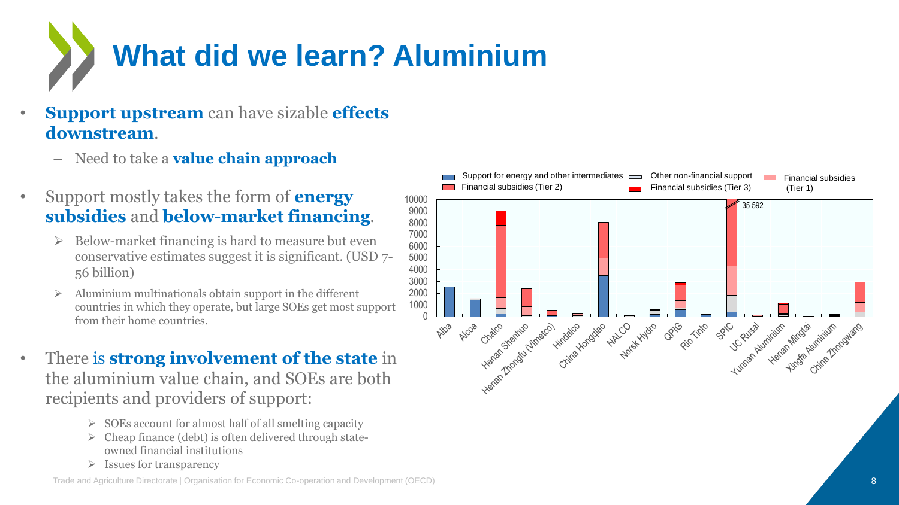# What did we learn? Aluminium

- **Support upstream** can have sizable **effects downstream**.
  - Need to take a **value chain approach**
- Support mostly takes the form of **energy subsidies** and **below-market financing**.
  - Below-market financing is hard to measure but even conservative estimates suggest it is significant. (USD 7-56 billion)
  - Aluminium multinationals obtain support in the different countries in which they operate, but large SOEs get most support from their home countries.
- There is **strong involvement of the state** in the aluminium value chain, and SOEs are both recipients and providers of support:
  - SOEs account for almost half of all smelting capacity
  - Cheap finance (debt) is often delivered through state-owned financial institutions
  - Issues for transparency

Support for energy and other intermediates | Other non-financial support | Financial subsidies (Tier 1) | Financial subsidies (Tier 2) | Financial subsidies (Tier 3)

Alba, Alcoa, Chalco, Henan Shenhuo, Henan Zhongfu (Vimetco), Hindalco, China Hongqiao, NALCO, Norsk Hydro, QPIG, Rio Tinto, SPIC (35 592), UC Rusal, Yunnan Aluminium, Henan Mingtai, Xingfa Aluminium, China Zhongwang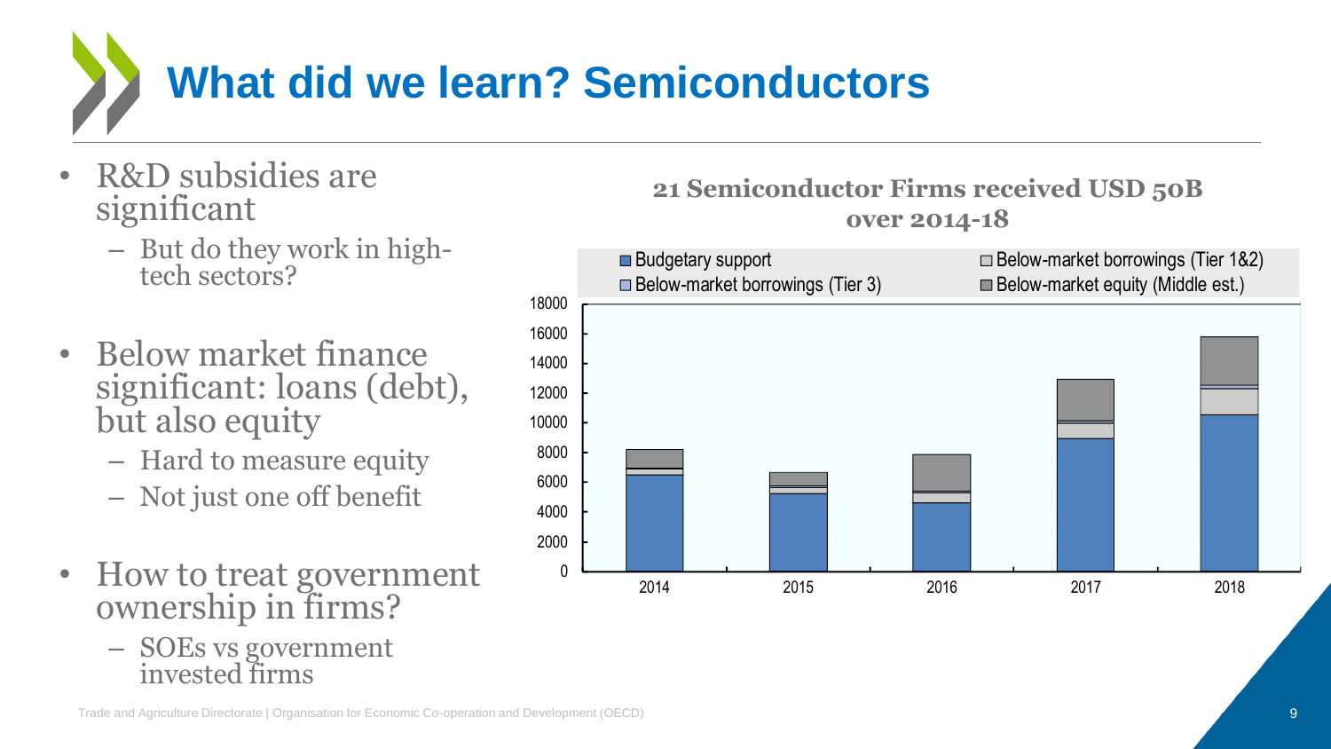# What did we learn? Semiconductors

- R&D subsidies are significant
  - But do they work in high-tech sectors?
- Below market finance significant: loans (debt), but also equity
  - Hard to measure equity
  - Not just one off benefit
- How to treat government ownership in firms?
  - SOEs vs government invested firms

**21 Semiconductor Firms received USD 50B over 2014-18**

■ Budgetary support ■ Below-market borrowings (Tier 3) ■ Below-market borrowings (Tier 1&2) ■ Below-market equity (Middle est.)

18000
16000
14000
12000
10000
8000
6000
4000
2000
0

2014 2015 2016 2017 2018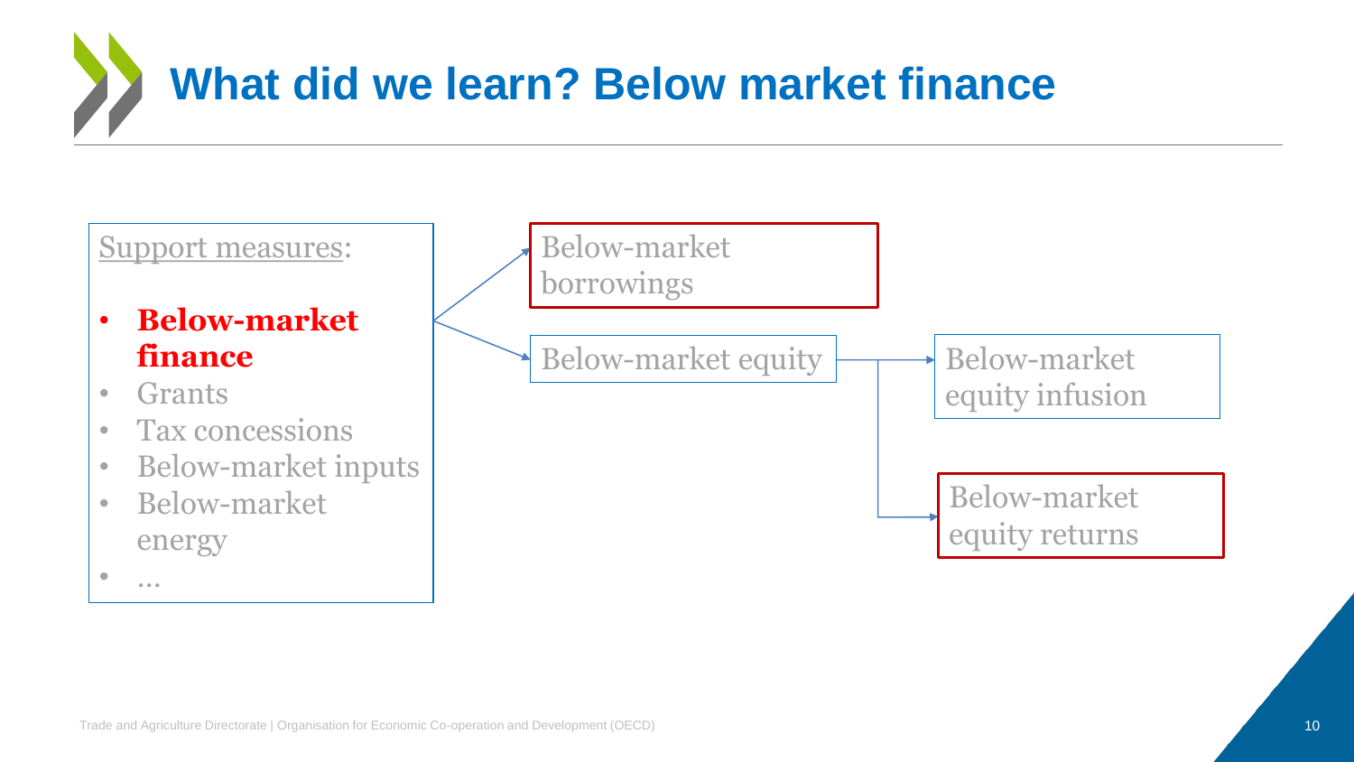# What did we learn? Below market finance

Support measures:

- **Below-market finance**
- Grants
- Tax concessions
- Below-market inputs
- Below-market energy
- …

Below-market borrowings

Below-market equity

Below-market equity infusion

Below-market equity returns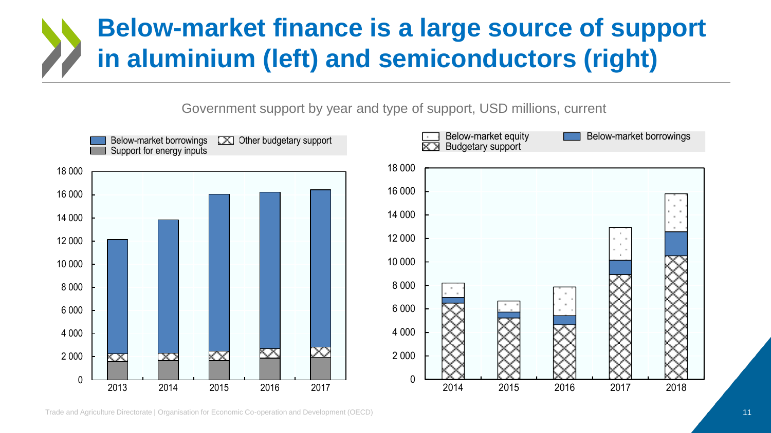# Below-market finance is a large source of support in aluminium (left) and semiconductors (right)

Government support by year and type of support, USD millions, current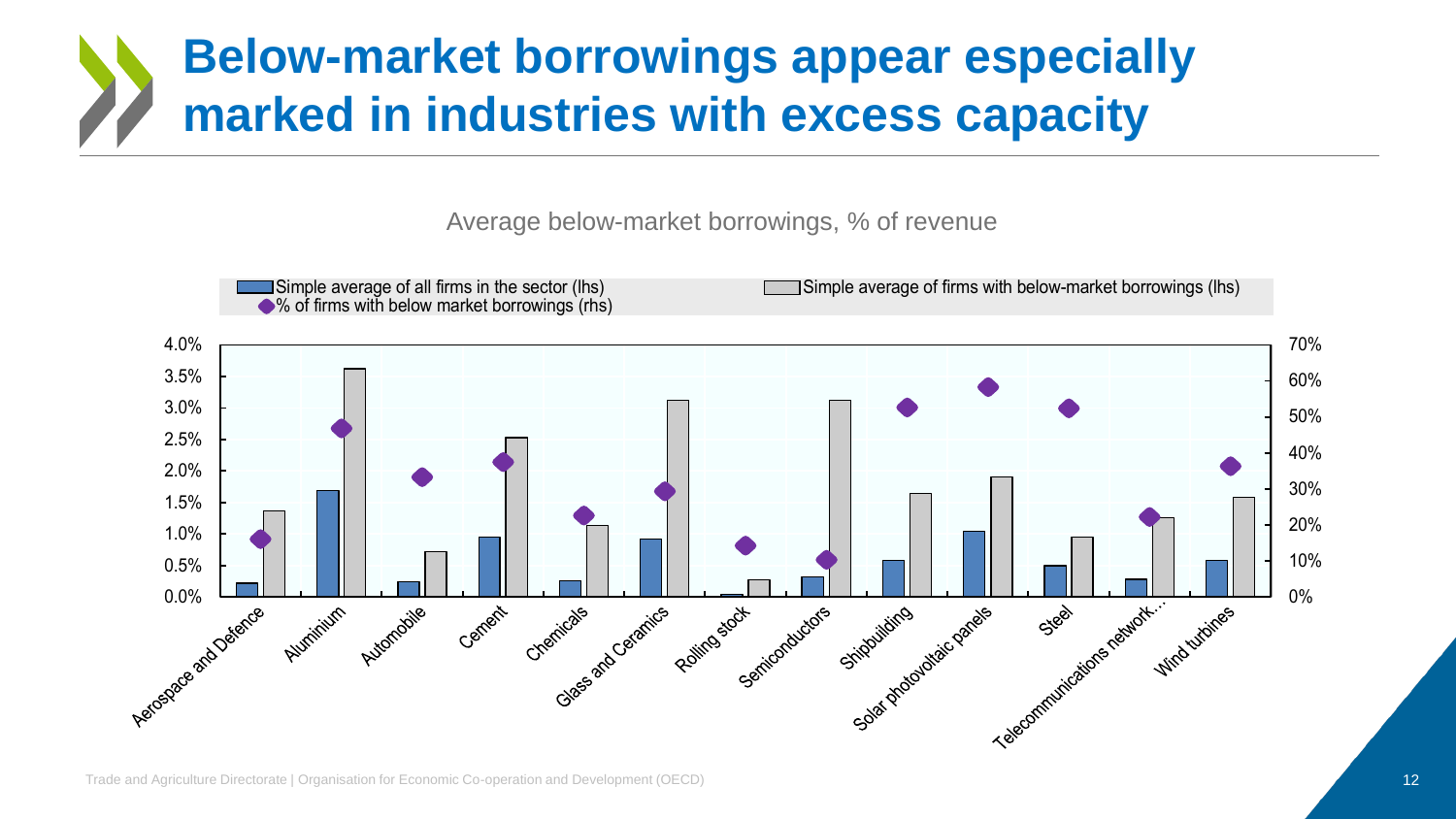# Below-market borrowings appear especially marked in industries with excess capacity

Average below-market borrowings, % of revenue

| Sector | Simple average of all firms in the sector (lhs) | Simple average of firms with below-market borrowings (lhs) | % of firms with below market borrowings (rhs) |
|---|---|---|---|
| Aerospace and Defence | 0.2% | 1.4% | 16% |
| Aluminium | 1.7% | 3.6% | 47% |
| Automobile | 0.2% | 0.7% | 33% |
| Cement | 0.9% | 2.5% | 37% |
| Chemicals | 0.3% | 1.1% | 23% |
| Glass and Ceramics | 0.9% | 3.1% | 29% |
| Rolling stock | 0.0% | 0.3% | 14% |
| Semiconductors | 0.3% | 3.1% | 10% |
| Shipbuilding | 0.6% | 1.6% | 53% |
| Solar photovoltaic panels | 1.0% | 1.9% | 58% |
| Steel | 0.5% | 0.9% | 52% |
| Telecommunications network… | 0.3% | 1.3% | 22% |
| Wind turbines | 0.6% | 1.6% | 36% |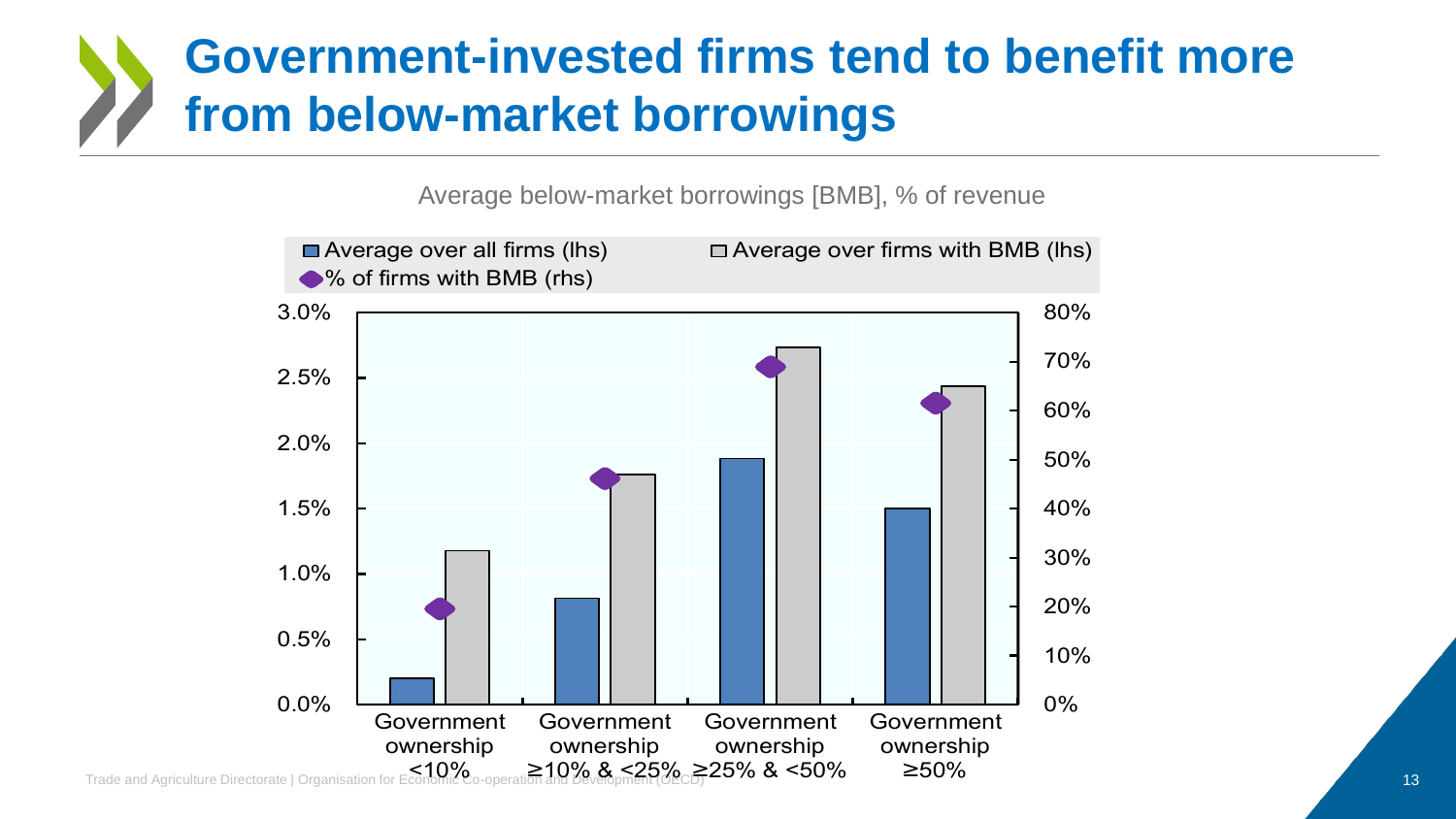# Government-invested firms tend to benefit more from below-market borrowings

Average below-market borrowings [BMB], % of revenue

■ Average over all firms (lhs) □ Average over firms with BMB (lhs) ◆ % of firms with BMB (rhs)

Government ownership <10% | Government ownership ≥10% & <25% | Government ownership ≥25% & <50% | Government ownership ≥50%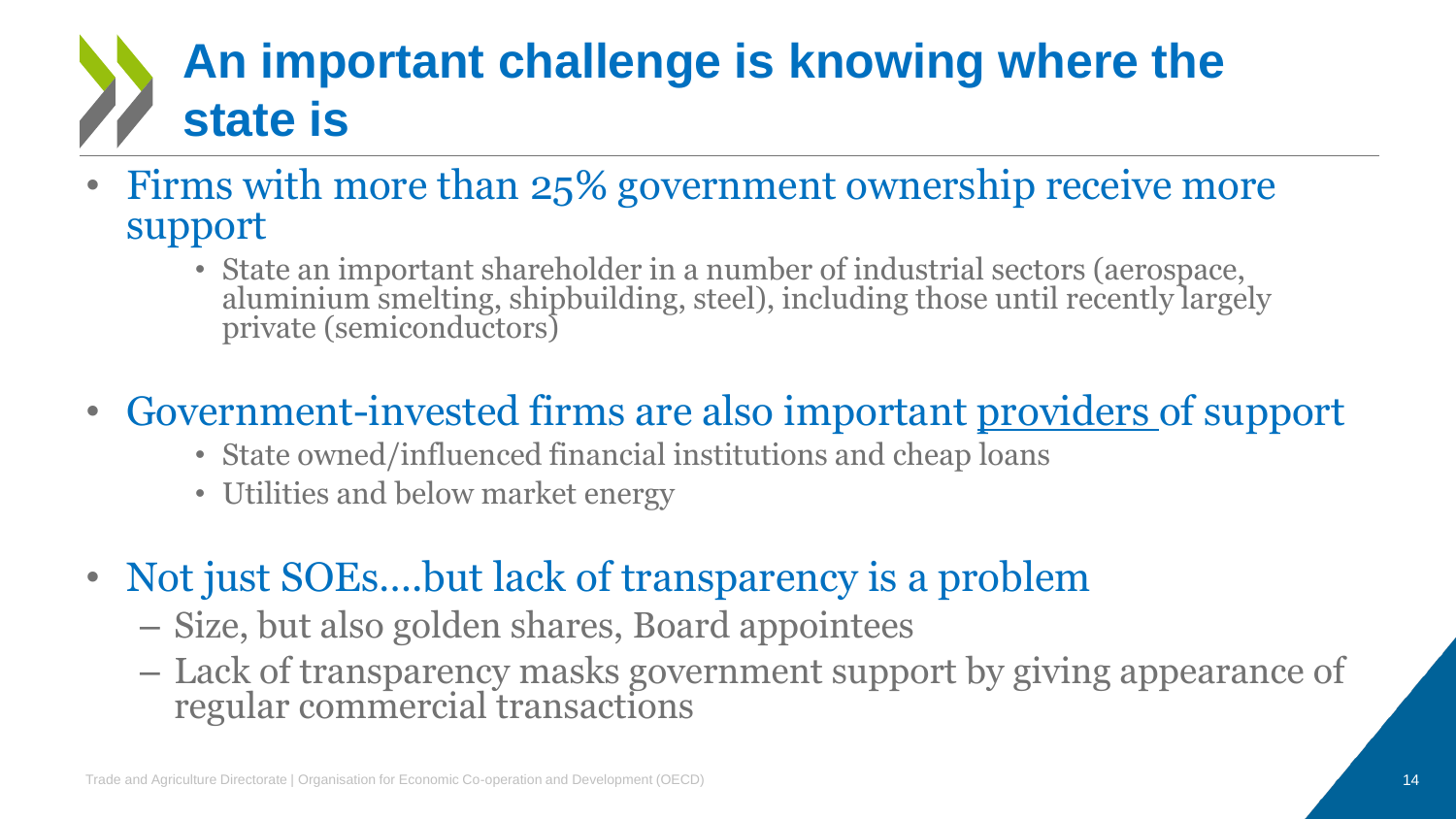# An important challenge is knowing where the state is

- Firms with more than 25% government ownership receive more support
  - State an important shareholder in a number of industrial sectors (aerospace, aluminium smelting, shipbuilding, steel), including those until recently largely private (semiconductors)
- Government-invested firms are also important <u>providers</u> of support
  - State owned/influenced financial institutions and cheap loans
  - Utilities and below market energy
- Not just SOEs….but lack of transparency is a problem
  - Size, but also golden shares, Board appointees
  - Lack of transparency masks government support by giving appearance of regular commercial transactions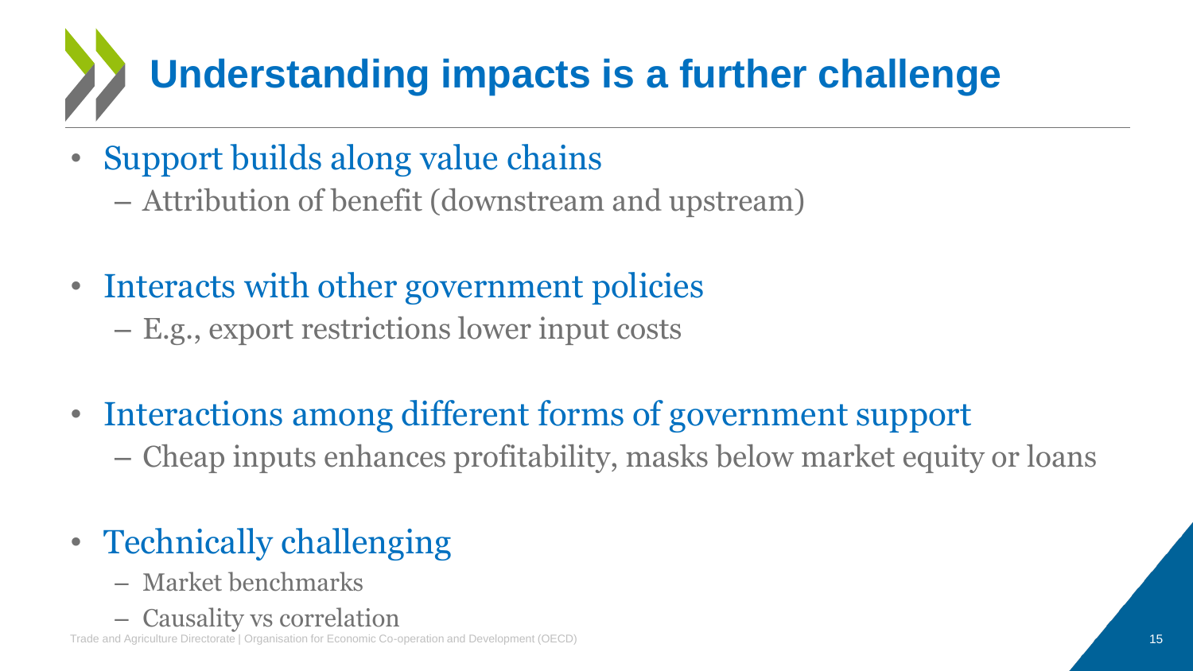# Understanding impacts is a further challenge

- Support builds along value chains
  - Attribution of benefit (downstream and upstream)
- Interacts with other government policies
  - E.g., export restrictions lower input costs
- Interactions among different forms of government support
  - Cheap inputs enhances profitability, masks below market equity or loans
- Technically challenging
  - Market benchmarks
  - Causality vs correlation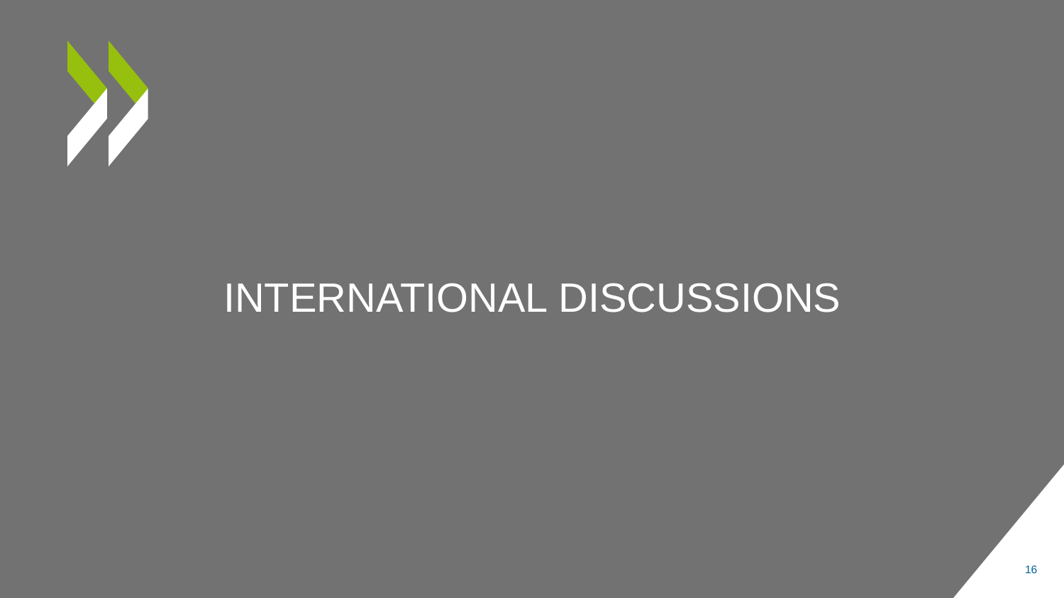# INTERNATIONAL DISCUSSIONS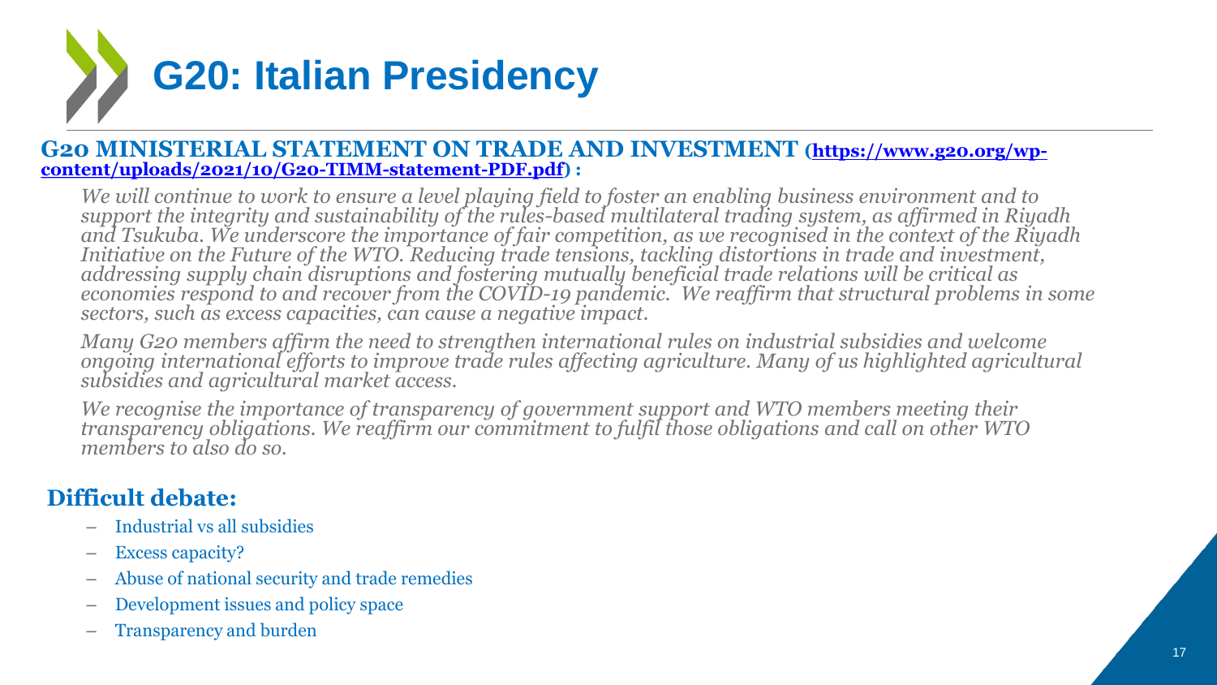# G20: Italian Presidency

**G20 MINISTERIAL STATEMENT ON TRADE AND INVESTMENT ([https://www.g20.org/wp-content/uploads/2021/10/G20-TIMM-statement-PDF.pdf](https://www.g20.org/wp-content/uploads/2021/10/G20-TIMM-statement-PDF.pdf)) :**

*We will continue to work to ensure a level playing field to foster an enabling business environment and to support the integrity and sustainability of the rules-based multilateral trading system, as affirmed in Riyadh and Tsukuba. We underscore the importance of fair competition, as we recognised in the context of the Riyadh Initiative on the Future of the WTO. Reducing trade tensions, tackling distortions in trade and investment, addressing supply chain disruptions and fostering mutually beneficial trade relations will be critical as economies respond to and recover from the COVID-19 pandemic. We reaffirm that structural problems in some sectors, such as excess capacities, can cause a negative impact.*

*Many G20 members affirm the need to strengthen international rules on industrial subsidies and welcome ongoing international efforts to improve trade rules affecting agriculture. Many of us highlighted agricultural subsidies and agricultural market access.*

*We recognise the importance of transparency of government support and WTO members meeting their transparency obligations. We reaffirm our commitment to fulfil those obligations and call on other WTO members to also do so.*

## Difficult debate:

- Industrial vs all subsidies
- Excess capacity?
- Abuse of national security and trade remedies
- Development issues and policy space
- Transparency and burden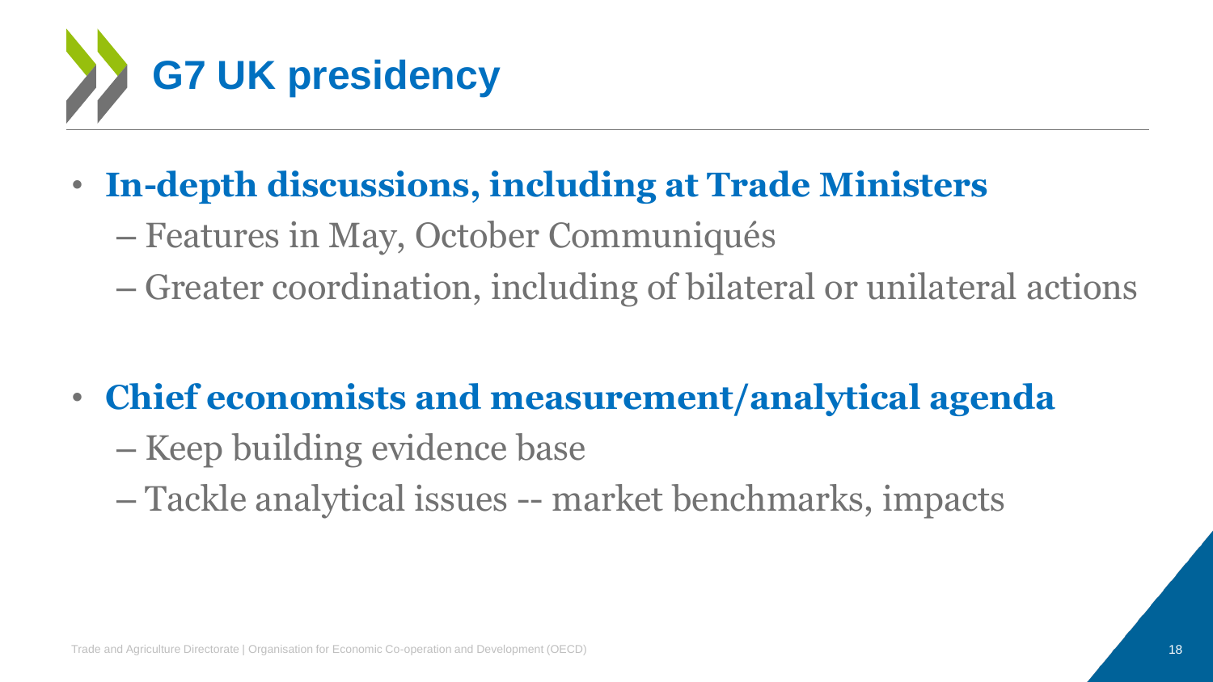# G7 UK presidency

- **In-depth discussions, including at Trade Ministers**
  - Features in May, October Communiqués
  - Greater coordination, including of bilateral or unilateral actions

- **Chief economists and measurement/analytical agenda**
  - Keep building evidence base
  - Tackle analytical issues -- market benchmarks, impacts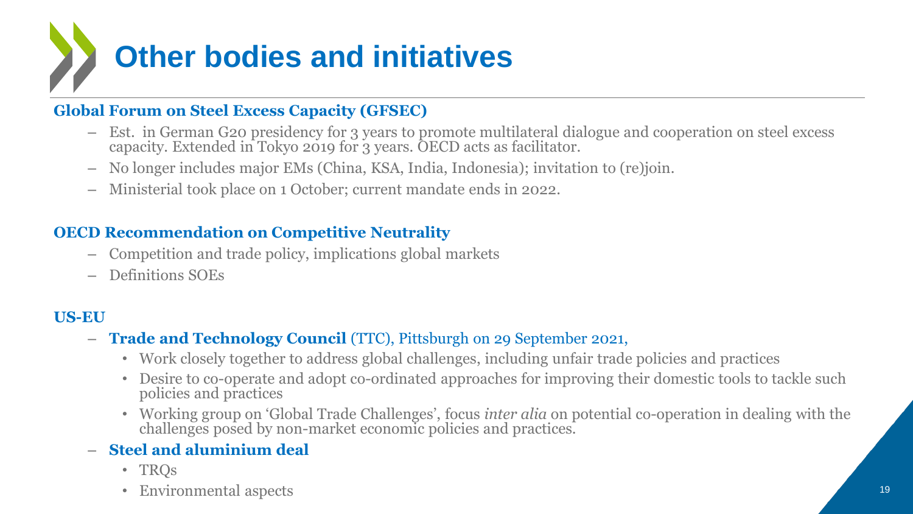# Other bodies and initiatives

**Global Forum on Steel Excess Capacity (GFSEC)**

- Est. in German G20 presidency for 3 years to promote multilateral dialogue and cooperation on steel excess capacity. Extended in Tokyo 2019 for 3 years. OECD acts as facilitator.
- No longer includes major EMs (China, KSA, India, Indonesia); invitation to (re)join.
- Ministerial took place on 1 October; current mandate ends in 2022.

**OECD Recommendation on Competitive Neutrality**

- Competition and trade policy, implications global markets
- Definitions SOEs

**US-EU**

- **Trade and Technology Council** (TTC), Pittsburgh on 29 September 2021,
  - Work closely together to address global challenges, including unfair trade policies and practices
  - Desire to co-operate and adopt co-ordinated approaches for improving their domestic tools to tackle such policies and practices
  - Working group on 'Global Trade Challenges', focus *inter alia* on potential co-operation in dealing with the challenges posed by non-market economic policies and practices.
- **Steel and aluminium deal**
  - TRQs
  - Environmental aspects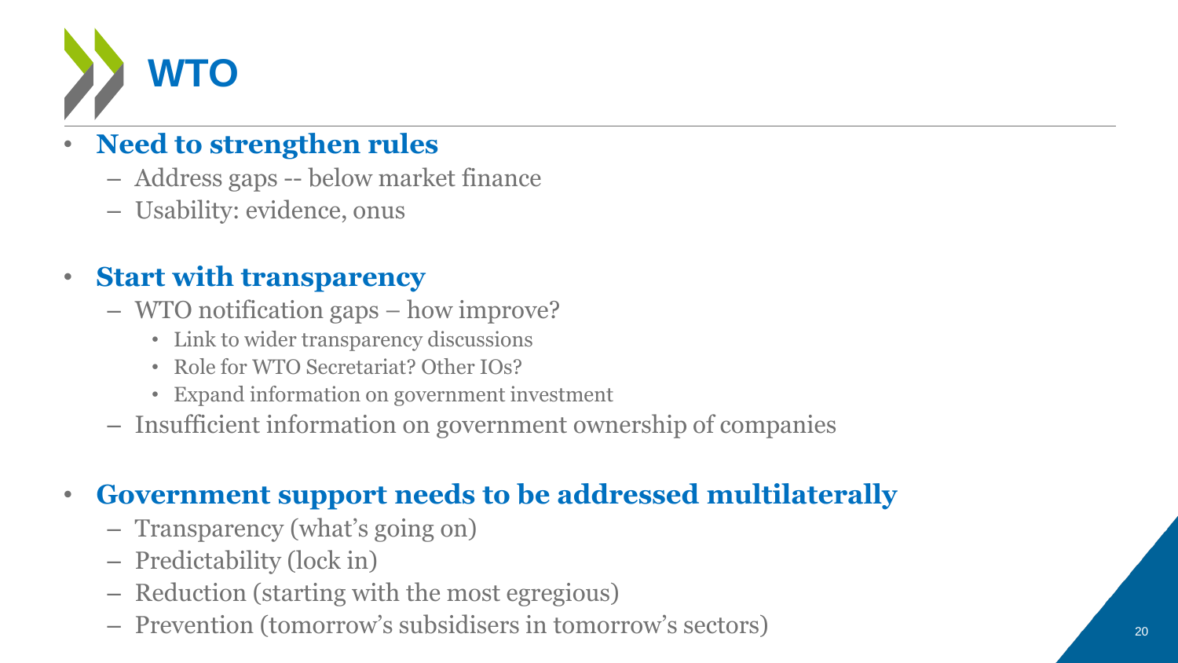# WTO

- **Need to strengthen rules**
  - Address gaps -- below market finance
  - Usability: evidence, onus

- **Start with transparency**
  - WTO notification gaps – how improve?
    - Link to wider transparency discussions
    - Role for WTO Secretariat? Other IOs?
    - Expand information on government investment
  - Insufficient information on government ownership of companies

- **Government support needs to be addressed multilaterally**
  - Transparency (what's going on)
  - Predictability (lock in)
  - Reduction (starting with the most egregious)
  - Prevention (tomorrow's subsidisers in tomorrow's sectors)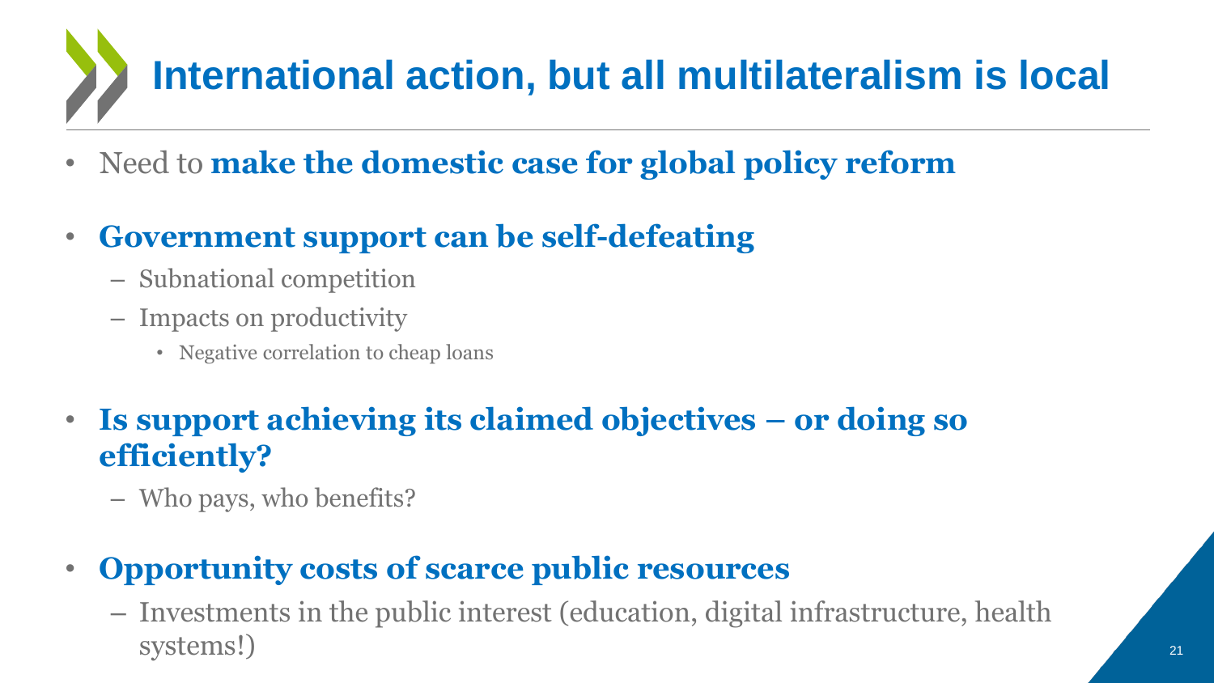# International action, but all multilateralism is local

- Need to **make the domestic case for global policy reform**
- **Government support can be self-defeating**
  - Subnational competition
  - Impacts on productivity
    - Negative correlation to cheap loans
- **Is support achieving its claimed objectives – or doing so efficiently?**
  - Who pays, who benefits?
- **Opportunity costs of scarce public resources**
  - Investments in the public interest (education, digital infrastructure, health systems!)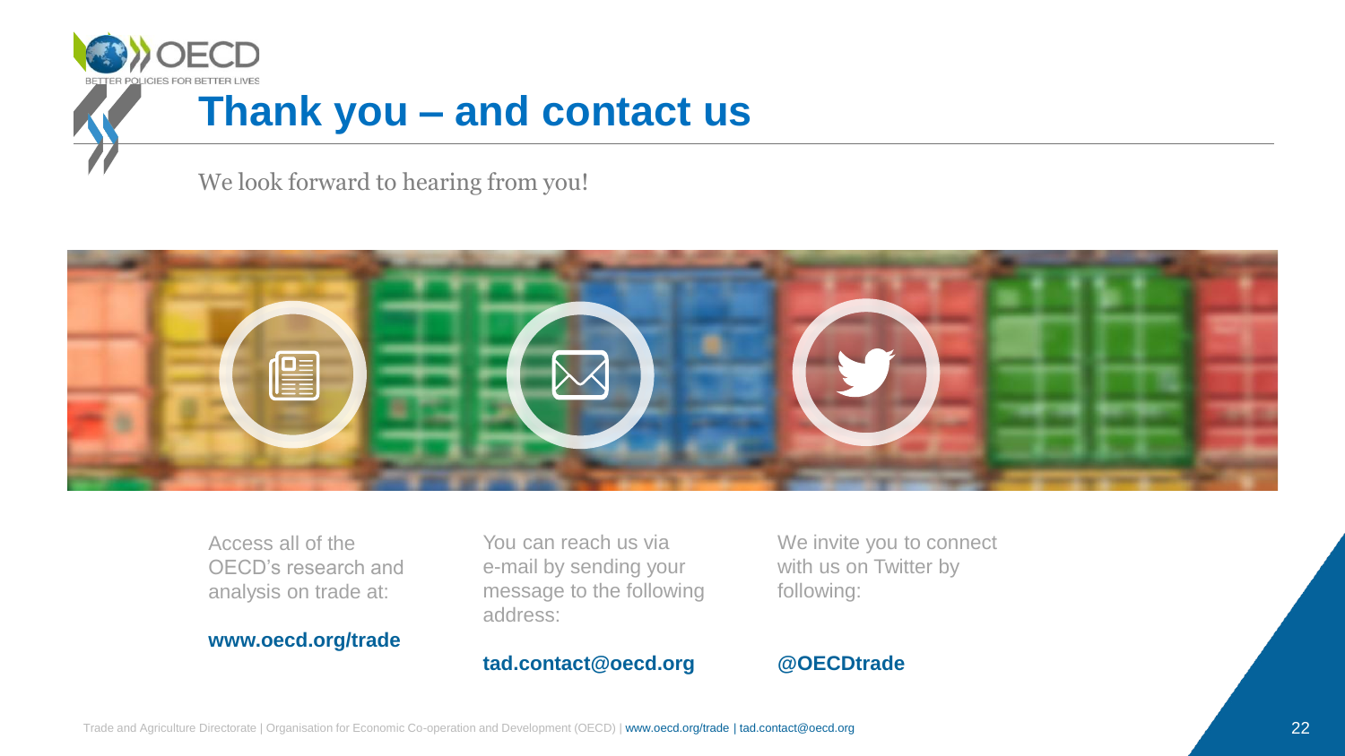# Thank you – and contact us

We look forward to hearing from you!

Access all of the OECD's research and analysis on trade at:

**www.oecd.org/trade**

You can reach us via e-mail by sending your message to the following address:

**tad.contact@oecd.org**

We invite you to connect with us on Twitter by following:

**@OECDtrade**